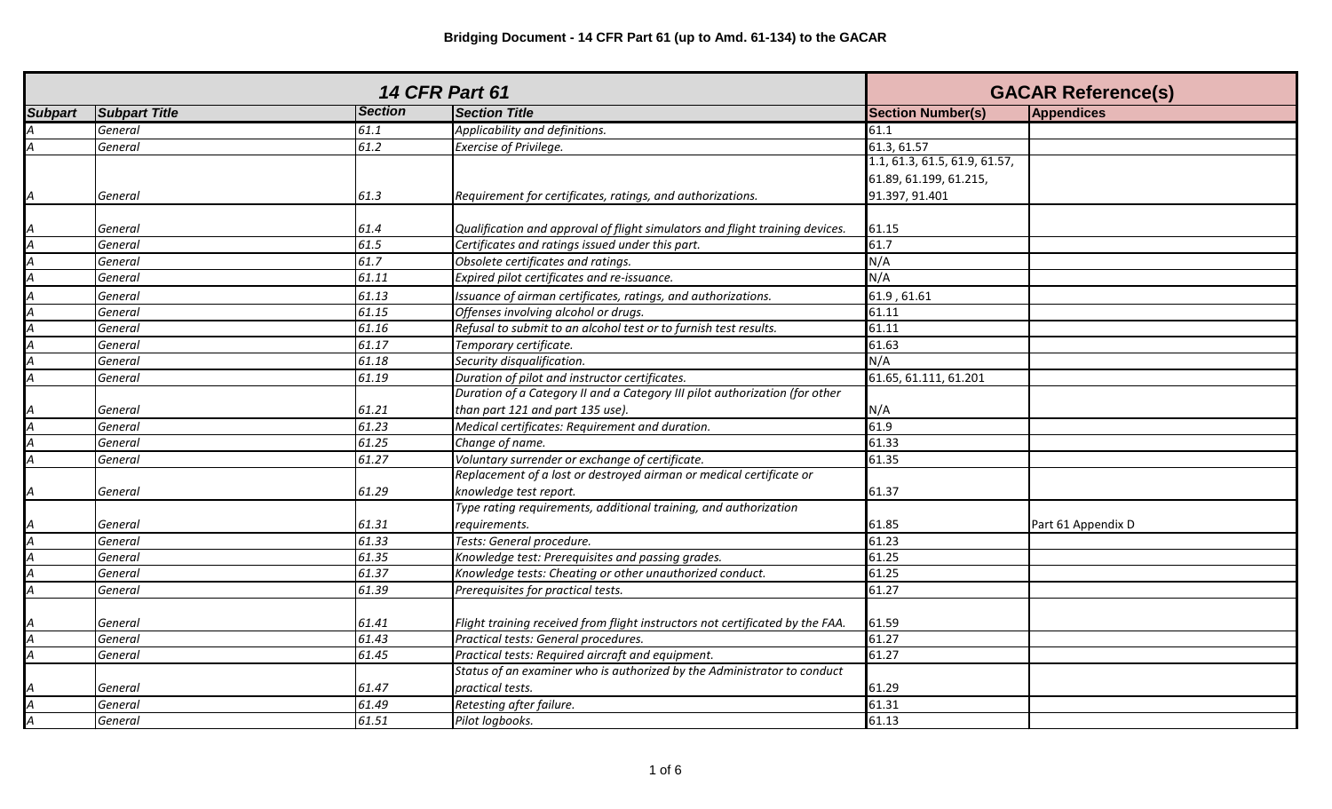**Bridging Document - 14 CFR Part 61 (up to Amd. 61-134) to the GACAR**

| 14 CFR Part 61 | | | | GACAR Reference(s) | |
|---|---|---|---|---|---|
| **Subpart** | **Subpart Title** | **Section** | **Section Title** | **Section Number(s)** | **Appendices** |
| *A* | *General* | *61.1* | *Applicability and definitions.* | 61.1 | |
| *A* | *General* | *61.2* | *Exercise of Privilege.* | 61.3, 61.57 | |
| *A* | *General* | *61.3* | *Requirement for certificates, ratings, and authorizations.* | 1.1, 61.3, 61.5, 61.9, 61.57, 61.89, 61.199, 61.215, 91.397, 91.401 | |
| *A* | *General* | *61.4* | *Qualification and approval of flight simulators and flight training devices.* | 61.15 | |
| *A* | *General* | *61.5* | *Certificates and ratings issued under this part.* | 61.7 | |
| *A* | *General* | *61.7* | *Obsolete certificates and ratings.* | N/A | |
| *A* | *General* | *61.11* | *Expired pilot certificates and re-issuance.* | N/A | |
| *A* | *General* | *61.13* | *Issuance of airman certificates, ratings, and authorizations.* | 61.9 , 61.61 | |
| *A* | *General* | *61.15* | *Offenses involving alcohol or drugs.* | 61.11 | |
| *A* | *General* | *61.16* | *Refusal to submit to an alcohol test or to furnish test results.* | 61.11 | |
| *A* | *General* | *61.17* | *Temporary certificate.* | 61.63 | |
| *A* | *General* | *61.18* | *Security disqualification.* | N/A | |
| *A* | *General* | *61.19* | *Duration of pilot and instructor certificates.* | 61.65, 61.111, 61.201 | |
| *A* | *General* | *61.21* | *Duration of a Category II and a Category III pilot authorization (for other than part 121 and part 135 use).* | N/A | |
| *A* | *General* | *61.23* | *Medical certificates: Requirement and duration.* | 61.9 | |
| *A* | *General* | *61.25* | *Change of name.* | 61.33 | |
| *A* | *General* | *61.27* | *Voluntary surrender or exchange of certificate.* | 61.35 | |
| *A* | *General* | *61.29* | *Replacement of a lost or destroyed airman or medical certificate or knowledge test report.* | 61.37 | |
| *A* | *General* | *61.31* | *Type rating requirements, additional training, and authorization requirements.* | 61.85 | Part 61 Appendix D |
| *A* | *General* | *61.33* | *Tests: General procedure.* | 61.23 | |
| *A* | *General* | *61.35* | *Knowledge test: Prerequisites and passing grades.* | 61.25 | |
| *A* | *General* | *61.37* | *Knowledge tests: Cheating or other unauthorized conduct.* | 61.25 | |
| *A* | *General* | *61.39* | *Prerequisites for practical tests.* | 61.27 | |
| *A* | *General* | *61.41* | *Flight training received from flight instructors not certificated by the FAA.* | 61.59 | |
| *A* | *General* | *61.43* | *Practical tests: General procedures.* | 61.27 | |
| *A* | *General* | *61.45* | *Practical tests: Required aircraft and equipment.* | 61.27 | |
| *A* | *General* | *61.47* | *Status of an examiner who is authorized by the Administrator to conduct practical tests.* | 61.29 | |
| *A* | *General* | *61.49* | *Retesting after failure.* | 61.31 | |
| *A* | *General* | *61.51* | *Pilot logbooks.* | 61.13 | |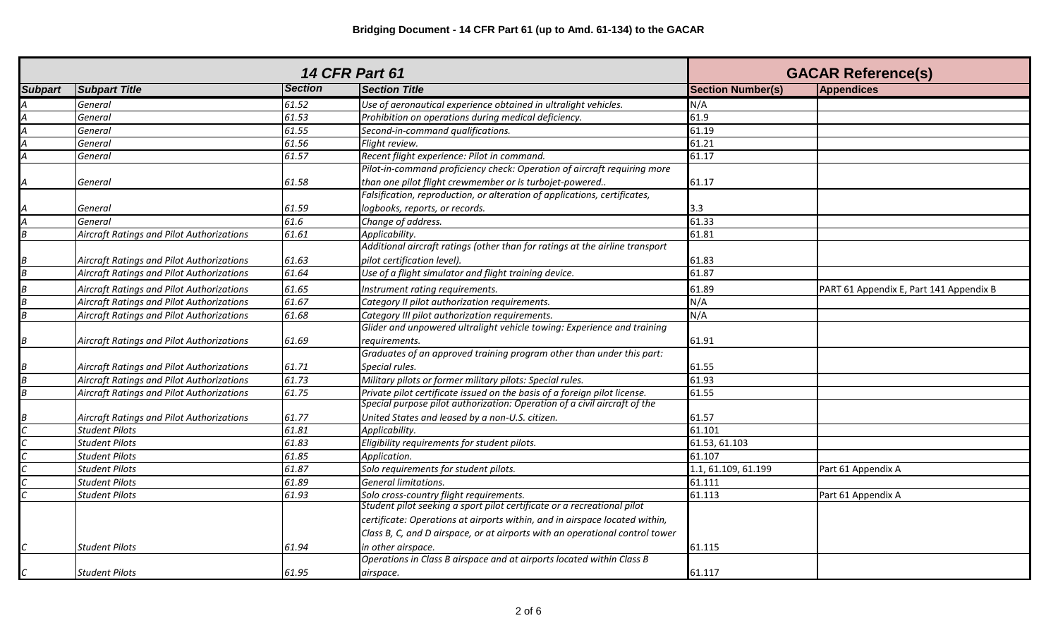**Bridging Document - 14 CFR Part 61 (up to Amd. 61-134) to the GACAR**

| 14 CFR Part 61 | | | | GACAR Reference(s) | |
|---|---|---|---|---|---|
| **Subpart** | **Subpart Title** | **Section** | **Section Title** | **Section Number(s)** | **Appendices** |
| *A* | *General* | *61.52* | *Use of aeronautical experience obtained in ultralight vehicles.* | N/A | |
| *A* | *General* | *61.53* | *Prohibition on operations during medical deficiency.* | 61.9 | |
| *A* | *General* | *61.55* | *Second-in-command qualifications.* | 61.19 | |
| *A* | *General* | *61.56* | *Flight review.* | 61.21 | |
| *A* | *General* | *61.57* | *Recent flight experience: Pilot in command.* | 61.17 | |
| *A* | *General* | *61.58* | *Pilot-in-command proficiency check: Operation of aircraft requiring more than one pilot flight crewmember or is turbojet-powered..* | 61.17 | |
| *A* | *General* | *61.59* | *Falsification, reproduction, or alteration of applications, certificates, logbooks, reports, or records.* | 3.3 | |
| *A* | *General* | *61.6* | *Change of address.* | 61.33 | |
| *B* | *Aircraft Ratings and Pilot Authorizations* | *61.61* | *Applicability.* | 61.81 | |
| *B* | *Aircraft Ratings and Pilot Authorizations* | *61.63* | *Additional aircraft ratings (other than for ratings at the airline transport pilot certification level).* | 61.83 | |
| *B* | *Aircraft Ratings and Pilot Authorizations* | *61.64* | *Use of a flight simulator and flight training device.* | 61.87 | |
| *B* | *Aircraft Ratings and Pilot Authorizations* | *61.65* | *Instrument rating requirements.* | 61.89 | PART 61 Appendix E, Part 141 Appendix B |
| *B* | *Aircraft Ratings and Pilot Authorizations* | *61.67* | *Category II pilot authorization requirements.* | N/A | |
| *B* | *Aircraft Ratings and Pilot Authorizations* | *61.68* | *Category III pilot authorization requirements.* | N/A | |
| *B* | *Aircraft Ratings and Pilot Authorizations* | *61.69* | *Glider and unpowered ultralight vehicle towing: Experience and training requirements.* | 61.91 | |
| *B* | *Aircraft Ratings and Pilot Authorizations* | *61.71* | *Graduates of an approved training program other than under this part: Special rules.* | 61.55 | |
| *B* | *Aircraft Ratings and Pilot Authorizations* | *61.73* | *Military pilots or former military pilots: Special rules.* | 61.93 | |
| *B* | *Aircraft Ratings and Pilot Authorizations* | *61.75* | *Private pilot certificate issued on the basis of a foreign pilot license.* | 61.55 | |
| *B* | *Aircraft Ratings and Pilot Authorizations* | *61.77* | *Special purpose pilot authorization: Operation of a civil aircraft of the United States and leased by a non-U.S. citizen.* | 61.57 | |
| *C* | *Student Pilots* | *61.81* | *Applicability.* | 61.101 | |
| *C* | *Student Pilots* | *61.83* | *Eligibility requirements for student pilots.* | 61.53, 61.103 | |
| *C* | *Student Pilots* | *61.85* | *Application.* | 61.107 | |
| *C* | *Student Pilots* | *61.87* | *Solo requirements for student pilots.* | 1.1, 61.109, 61.199 | Part 61 Appendix A |
| *C* | *Student Pilots* | *61.89* | *General limitations.* | 61.111 | |
| *C* | *Student Pilots* | *61.93* | *Solo cross-country flight requirements.* | 61.113 | Part 61 Appendix A |
| *C* | *Student Pilots* | *61.94* | *Student pilot seeking a sport pilot certificate or a recreational pilot certificate: Operations at airports within, and in airspace located within, Class B, C, and D airspace, or at airports with an operational control tower in other airspace.* | 61.115 | |
| *C* | *Student Pilots* | *61.95* | *Operations in Class B airspace and at airports located within Class B airspace.* | 61.117 | |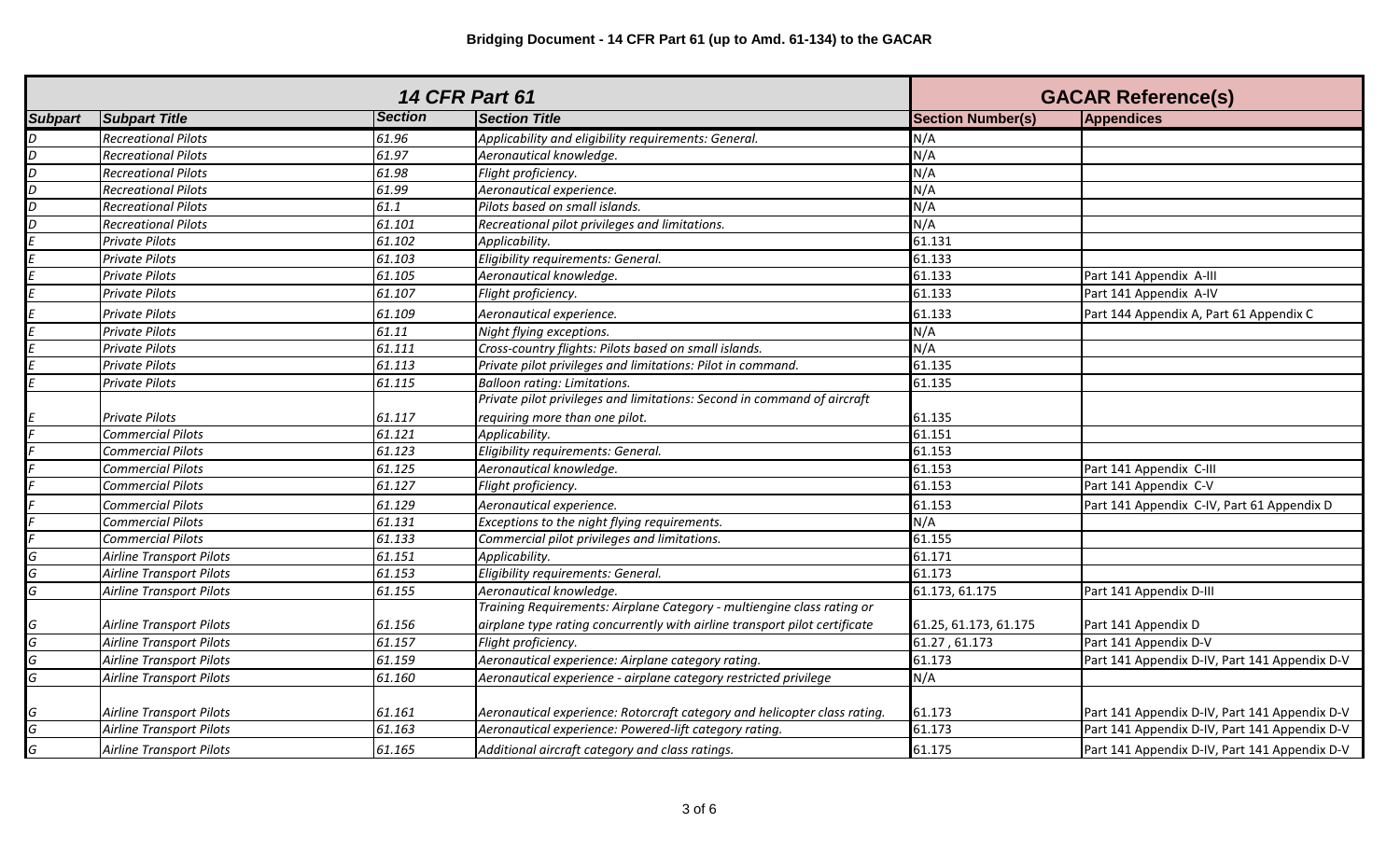**Bridging Document - 14 CFR Part 61 (up to Amd. 61-134) to the GACAR**

| 14 CFR Part 61 | | | | GACAR Reference(s) | |
|---|---|---|---|---|---|
| **Subpart** | **Subpart Title** | **Section** | **Section Title** | **Section Number(s)** | **Appendices** |
| D | Recreational Pilots | 61.96 | Applicability and eligibility requirements: General. | N/A | |
| D | Recreational Pilots | 61.97 | Aeronautical knowledge. | N/A | |
| D | Recreational Pilots | 61.98 | Flight proficiency. | N/A | |
| D | Recreational Pilots | 61.99 | Aeronautical experience. | N/A | |
| D | Recreational Pilots | 61.1 | Pilots based on small islands. | N/A | |
| D | Recreational Pilots | 61.101 | Recreational pilot privileges and limitations. | N/A | |
| E | Private Pilots | 61.102 | Applicability. | 61.131 | |
| E | Private Pilots | 61.103 | Eligibility requirements: General. | 61.133 | |
| E | Private Pilots | 61.105 | Aeronautical knowledge. | 61.133 | Part 141 Appendix A-III |
| E | Private Pilots | 61.107 | Flight proficiency. | 61.133 | Part 141 Appendix A-IV |
| E | Private Pilots | 61.109 | Aeronautical experience. | 61.133 | Part 144 Appendix A, Part 61 Appendix C |
| E | Private Pilots | 61.11 | Night flying exceptions. | N/A | |
| E | Private Pilots | 61.111 | Cross-country flights: Pilots based on small islands. | N/A | |
| E | Private Pilots | 61.113 | Private pilot privileges and limitations: Pilot in command. | 61.135 | |
| E | Private Pilots | 61.115 | Balloon rating: Limitations. | 61.135 | |
| E | Private Pilots | 61.117 | Private pilot privileges and limitations: Second in command of aircraft requiring more than one pilot. | 61.135 | |
| F | Commercial Pilots | 61.121 | Applicability. | 61.151 | |
| F | Commercial Pilots | 61.123 | Eligibility requirements: General. | 61.153 | |
| F | Commercial Pilots | 61.125 | Aeronautical knowledge. | 61.153 | Part 141 Appendix C-III |
| F | Commercial Pilots | 61.127 | Flight proficiency. | 61.153 | Part 141 Appendix C-V |
| F | Commercial Pilots | 61.129 | Aeronautical experience. | 61.153 | Part 141 Appendix C-IV, Part 61 Appendix D |
| F | Commercial Pilots | 61.131 | Exceptions to the night flying requirements. | N/A | |
| F | Commercial Pilots | 61.133 | Commercial pilot privileges and limitations. | 61.155 | |
| G | Airline Transport Pilots | 61.151 | Applicability. | 61.171 | |
| G | Airline Transport Pilots | 61.153 | Eligibility requirements: General. | 61.173 | |
| G | Airline Transport Pilots | 61.155 | Aeronautical knowledge. | 61.173, 61.175 | Part 141 Appendix D-III |
| G | Airline Transport Pilots | 61.156 | Training Requirements: Airplane Category - multiengine class rating or airplane type rating concurrently with airline transport pilot certificate | 61.25, 61.173, 61.175 | Part 141 Appendix D |
| G | Airline Transport Pilots | 61.157 | Flight proficiency. | 61.27 , 61.173 | Part 141 Appendix D-V |
| G | Airline Transport Pilots | 61.159 | Aeronautical experience: Airplane category rating. | 61.173 | Part 141 Appendix D-IV, Part 141 Appendix D-V |
| G | Airline Transport Pilots | 61.160 | Aeronautical experience - airplane category restricted privilege | N/A | |
| G | Airline Transport Pilots | 61.161 | Aeronautical experience: Rotorcraft category and helicopter class rating. | 61.173 | Part 141 Appendix D-IV, Part 141 Appendix D-V |
| G | Airline Transport Pilots | 61.163 | Aeronautical experience: Powered-lift category rating. | 61.173 | Part 141 Appendix D-IV, Part 141 Appendix D-V |
| G | Airline Transport Pilots | 61.165 | Additional aircraft category and class ratings. | 61.175 | Part 141 Appendix D-IV, Part 141 Appendix D-V |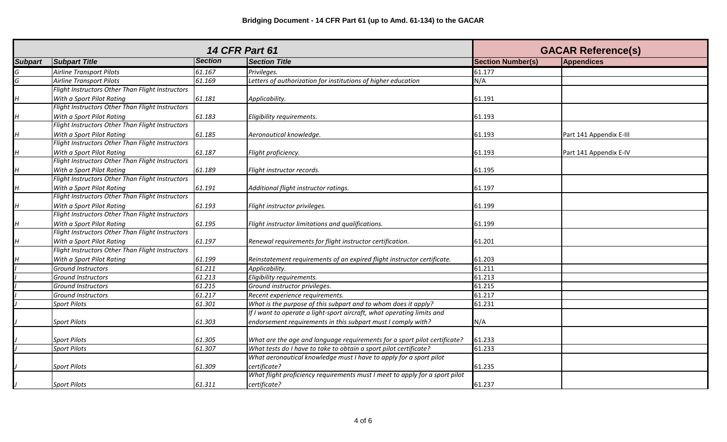# Bridging Document - 14 CFR Part 61 (up to Amd. 61-134) to the GACAR

| 14 CFR Part 61 | | | | GACAR Reference(s) | |
|---|---|---|---|---|---|
| **Subpart** | **Subpart Title** | **Section** | **Section Title** | **Section Number(s)** | **Appendices** |
| G | Airline Transport Pilots | 61.167 | Privileges. | 61.177 | |
| G | Airline Transport Pilots | 61.169 | Letters of authorization for institutions of higher education | N/A | |
| H | Flight Instructors Other Than Flight Instructors With a Sport Pilot Rating | 61.181 | Applicability. | 61.191 | |
| H | Flight Instructors Other Than Flight Instructors With a Sport Pilot Rating | 61.183 | Eligibility requirements. | 61.193 | |
| H | Flight Instructors Other Than Flight Instructors With a Sport Pilot Rating | 61.185 | Aeronautical knowledge. | 61.193 | Part 141 Appendix E-III |
| H | Flight Instructors Other Than Flight Instructors With a Sport Pilot Rating | 61.187 | Flight proficiency. | 61.193 | Part 141 Appendix E-IV |
| H | Flight Instructors Other Than Flight Instructors With a Sport Pilot Rating | 61.189 | Flight instructor records. | 61.195 | |
| H | Flight Instructors Other Than Flight Instructors With a Sport Pilot Rating | 61.191 | Additional flight instructor ratings. | 61.197 | |
| H | Flight Instructors Other Than Flight Instructors With a Sport Pilot Rating | 61.193 | Flight instructor privileges. | 61.199 | |
| H | Flight Instructors Other Than Flight Instructors With a Sport Pilot Rating | 61.195 | Flight instructor limitations and qualifications. | 61.199 | |
| H | Flight Instructors Other Than Flight Instructors With a Sport Pilot Rating | 61.197 | Renewal requirements for flight instructor certification. | 61.201 | |
| H | Flight Instructors Other Than Flight Instructors With a Sport Pilot Rating | 61.199 | Reinstatement requirements of an expired flight instructor certificate. | 61.203 | |
| I | Ground Instructors | 61.211 | Applicability. | 61.211 | |
| I | Ground Instructors | 61.213 | Eligibility requirements. | 61.213 | |
| I | Ground Instructors | 61.215 | Ground instructor privileges. | 61.215 | |
| I | Ground Instructors | 61.217 | Recent experience requirements. | 61.217 | |
| J | Sport Pilots | 61.301 | What is the purpose of this subpart and to whom does it apply? | 61.231 | |
| J | Sport Pilots | 61.303 | If I want to operate a light-sport aircraft, what operating limits and endorsement requirements in this subpart must I comply with? | N/A | |
| J | Sport Pilots | 61.305 | What are the age and language requirements for a sport pilot certificate? | 61.233 | |
| J | Sport Pilots | 61.307 | What tests do I have to take to obtain a sport pilot certificate? | 61.233 | |
| J | Sport Pilots | 61.309 | What aeronautical knowledge must I have to apply for a sport pilot certificate? | 61.235 | |
| J | Sport Pilots | 61.311 | What flight proficiency requirements must I meet to apply for a sport pilot certificate? | 61.237 | |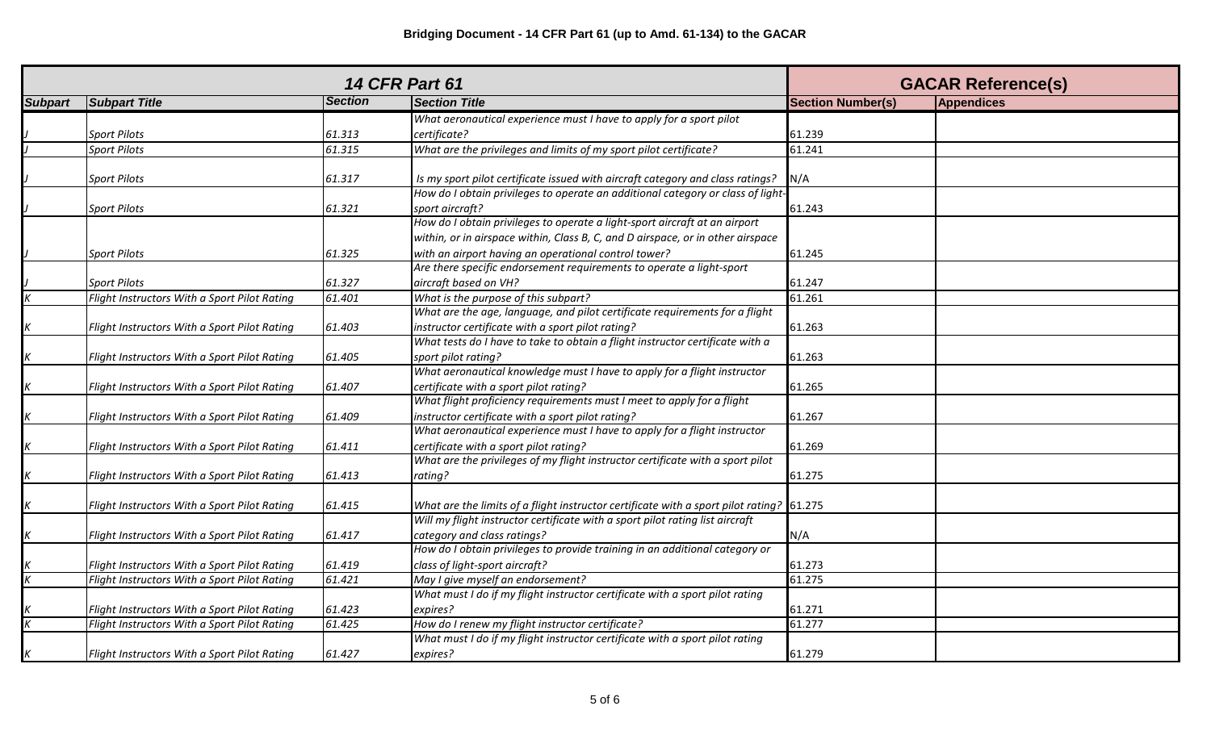**Bridging Document - 14 CFR Part 61 (up to Amd. 61-134) to the GACAR**

| *14 CFR Part 61* | | | | **GACAR Reference(s)** | |
|---|---|---|---|---|---|
| **Subpart** | **Subpart Title** | **Section** | **Section Title** | **Section Number(s)** | **Appendices** |
| *J* | *Sport Pilots* | *61.313* | *What aeronautical experience must I have to apply for a sport pilot certificate?* | 61.239 | |
| *J* | *Sport Pilots* | *61.315* | *What are the privileges and limits of my sport pilot certificate?* | 61.241 | |
| *J* | *Sport Pilots* | *61.317* | *Is my sport pilot certificate issued with aircraft category and class ratings?* | N/A | |
| *J* | *Sport Pilots* | *61.321* | *How do I obtain privileges to operate an additional category or class of light-sport aircraft?* | 61.243 | |
| *J* | *Sport Pilots* | *61.325* | *How do I obtain privileges to operate a light-sport aircraft at an airport within, or in airspace within, Class B, C, and D airspace, or in other airspace with an airport having an operational control tower?* | 61.245 | |
| *J* | *Sport Pilots* | *61.327* | *Are there specific endorsement requirements to operate a light-sport aircraft based on VH?* | 61.247 | |
| *K* | *Flight Instructors With a Sport Pilot Rating* | *61.401* | *What is the purpose of this subpart?* | 61.261 | |
| *K* | *Flight Instructors With a Sport Pilot Rating* | *61.403* | *What are the age, language, and pilot certificate requirements for a flight instructor certificate with a sport pilot rating?* | 61.263 | |
| *K* | *Flight Instructors With a Sport Pilot Rating* | *61.405* | *What tests do I have to take to obtain a flight instructor certificate with a sport pilot rating?* | 61.263 | |
| *K* | *Flight Instructors With a Sport Pilot Rating* | *61.407* | *What aeronautical knowledge must I have to apply for a flight instructor certificate with a sport pilot rating?* | 61.265 | |
| *K* | *Flight Instructors With a Sport Pilot Rating* | *61.409* | *What flight proficiency requirements must I meet to apply for a flight instructor certificate with a sport pilot rating?* | 61.267 | |
| *K* | *Flight Instructors With a Sport Pilot Rating* | *61.411* | *What aeronautical experience must I have to apply for a flight instructor certificate with a sport pilot rating?* | 61.269 | |
| *K* | *Flight Instructors With a Sport Pilot Rating* | *61.413* | *What are the privileges of my flight instructor certificate with a sport pilot rating?* | 61.275 | |
| *K* | *Flight Instructors With a Sport Pilot Rating* | *61.415* | *What are the limits of a flight instructor certificate with a sport pilot rating?* | 61.275 | |
| *K* | *Flight Instructors With a Sport Pilot Rating* | *61.417* | *Will my flight instructor certificate with a sport pilot rating list aircraft category and class ratings?* | N/A | |
| *K* | *Flight Instructors With a Sport Pilot Rating* | *61.419* | *How do I obtain privileges to provide training in an additional category or class of light-sport aircraft?* | 61.273 | |
| *K* | *Flight Instructors With a Sport Pilot Rating* | *61.421* | *May I give myself an endorsement?* | 61.275 | |
| *K* | *Flight Instructors With a Sport Pilot Rating* | *61.423* | *What must I do if my flight instructor certificate with a sport pilot rating expires?* | 61.271 | |
| *K* | *Flight Instructors With a Sport Pilot Rating* | *61.425* | *How do I renew my flight instructor certificate?* | 61.277 | |
| *K* | *Flight Instructors With a Sport Pilot Rating* | *61.427* | *What must I do if my flight instructor certificate with a sport pilot rating expires?* | 61.279 | |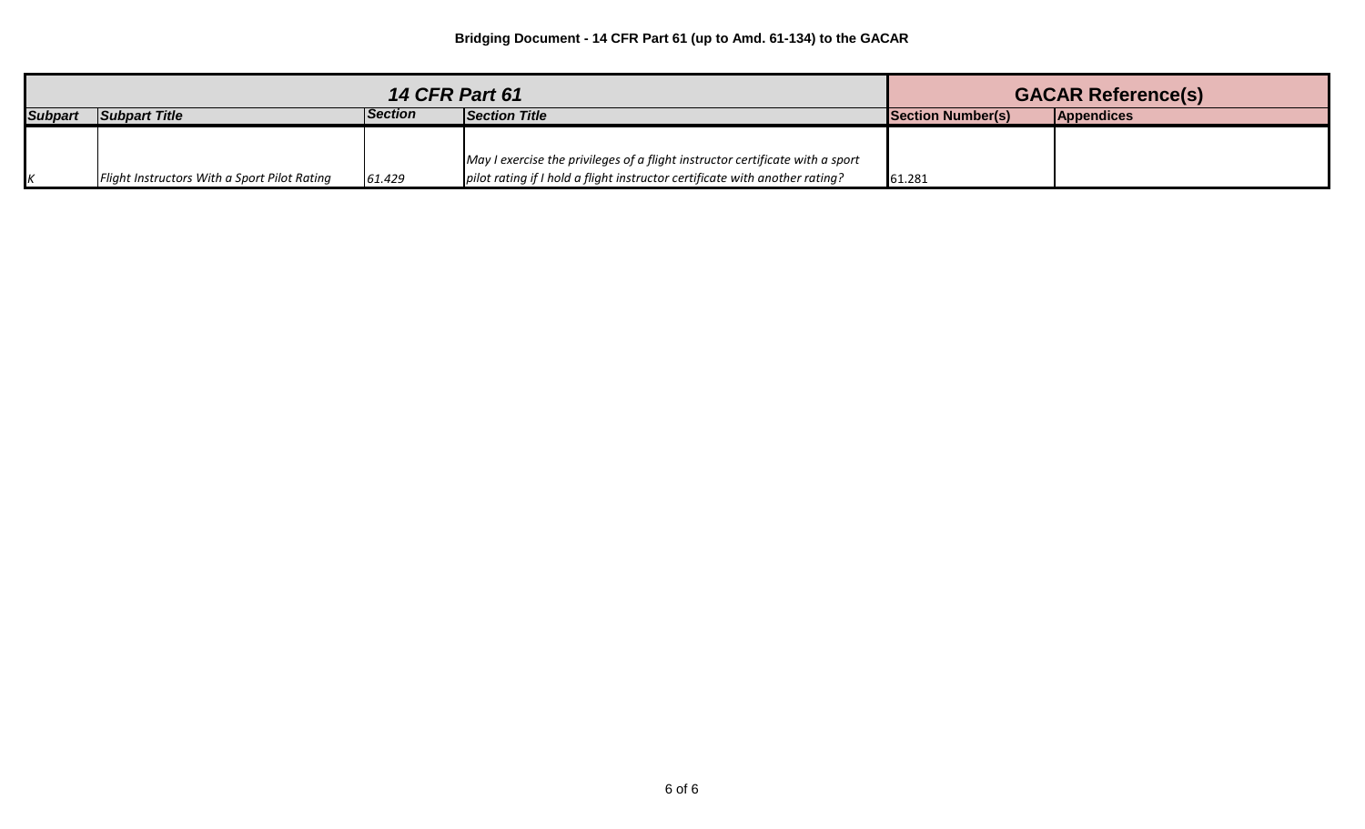| 14 CFR Part 61 | | | | GACAR Reference(s) | |
|---|---|---|---|---|---|
| Subpart | Subpart Title | Section | Section Title | Section Number(s) | Appendices |
| K | Flight Instructors With a Sport Pilot Rating | 61.429 | May I exercise the privileges of a flight instructor certificate with a sport pilot rating if I hold a flight instructor certificate with another rating? | 61.281 | |